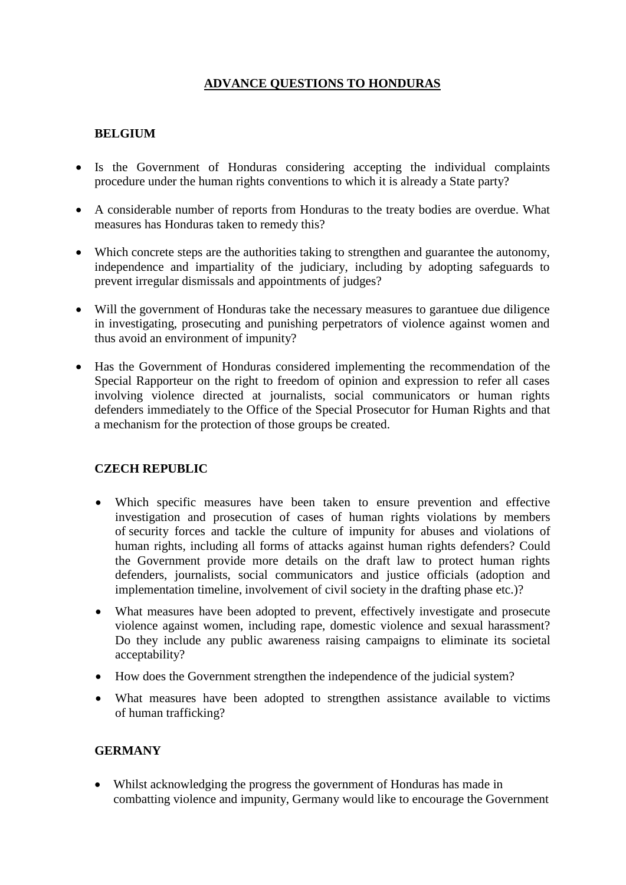# ADVANCE QUESTIONS TO HONDURAS

## BELGIUM

- Is the Government of Honduras considering accepting the individual complaints procedure under the human rights conventions to which it is already a State party?
- A considerable number of reports from Honduras to the treaty bodies are overdue. What measures has Honduras taken to remedy this?
- Which concrete steps are the authorities taking to strengthen and guarantee the autonomy, independence and impartiality of the judiciary, including by adopting safeguards to prevent irregular dismissals and appointments of judges?
- Will the government of Honduras take the necessary measures to garantuee due diligence in investigating, prosecuting and punishing perpetrators of violence against women and thus avoid an environment of impunity?
- Has the Government of Honduras considered implementing the recommendation of the Special Rapporteur on the right to freedom of opinion and expression to refer all cases involving violence directed at journalists, social communicators or human rights defenders immediately to the Office of the Special Prosecutor for Human Rights and that a mechanism for the protection of those groups be created.

## CZECH REPUBLIC

- Which specific measures have been taken to ensure prevention and effective investigation and prosecution of cases of human rights violations by members of security forces and tackle the culture of impunity for abuses and violations of human rights, including all forms of attacks against human rights defenders? Could the Government provide more details on the draft law to protect human rights defenders, journalists, social communicators and justice officials (adoption and implementation timeline, involvement of civil society in the drafting phase etc.)?
- What measures have been adopted to prevent, effectively investigate and prosecute violence against women, including rape, domestic violence and sexual harassment? Do they include any public awareness raising campaigns to eliminate its societal acceptability?
- How does the Government strengthen the independence of the judicial system?
- What measures have been adopted to strengthen assistance available to victims of human trafficking?

## GERMANY

- Whilst acknowledging the progress the government of Honduras has made in combatting violence and impunity, Germany would like to encourage the Government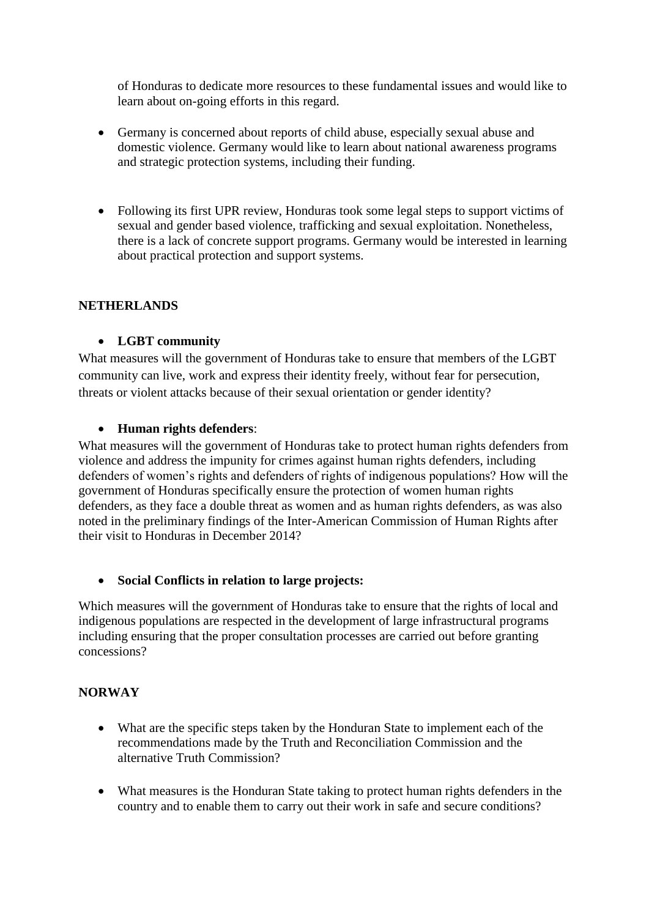of Honduras to dedicate more resources to these fundamental issues and would like to learn about on-going efforts in this regard.

- Germany is concerned about reports of child abuse, especially sexual abuse and domestic violence. Germany would like to learn about national awareness programs and strategic protection systems, including their funding.

- Following its first UPR review, Honduras took some legal steps to support victims of sexual and gender based violence, trafficking and sexual exploitation. Nonetheless, there is a lack of concrete support programs. Germany would be interested in learning about practical protection and support systems.

## NETHERLANDS

- **LGBT community**

What measures will the government of Honduras take to ensure that members of the LGBT community can live, work and express their identity freely, without fear for persecution, threats or violent attacks because of their sexual orientation or gender identity?

- **Human rights defenders**:

What measures will the government of Honduras take to protect human rights defenders from violence and address the impunity for crimes against human rights defenders, including defenders of women's rights and defenders of rights of indigenous populations? How will the government of Honduras specifically ensure the protection of women human rights defenders, as they face a double threat as women and as human rights defenders, as was also noted in the preliminary findings of the Inter-American Commission of Human Rights after their visit to Honduras in December 2014?

- **Social Conflicts in relation to large projects:**

Which measures will the government of Honduras take to ensure that the rights of local and indigenous populations are respected in the development of large infrastructural programs including ensuring that the proper consultation processes are carried out before granting concessions?

## NORWAY

- What are the specific steps taken by the Honduran State to implement each of the recommendations made by the Truth and Reconciliation Commission and the alternative Truth Commission?

- What measures is the Honduran State taking to protect human rights defenders in the country and to enable them to carry out their work in safe and secure conditions?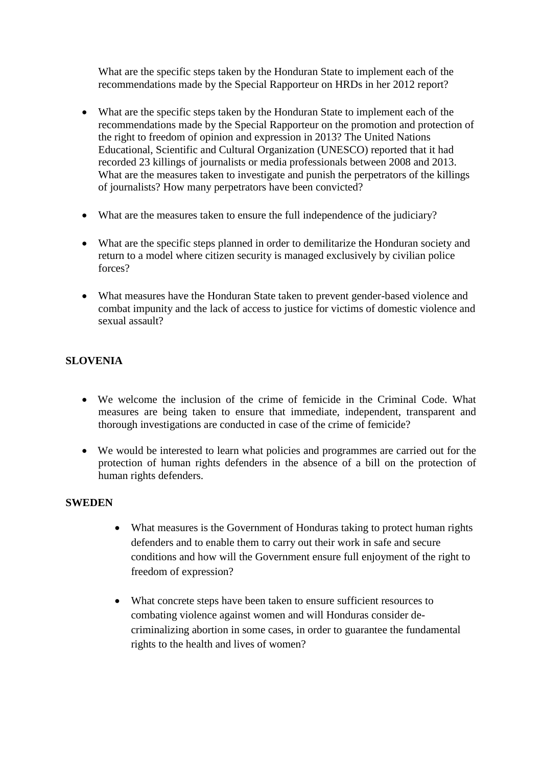What are the specific steps taken by the Honduran State to implement each of the recommendations made by the Special Rapporteur on HRDs in her 2012 report?

- What are the specific steps taken by the Honduran State to implement each of the recommendations made by the Special Rapporteur on the promotion and protection of the right to freedom of opinion and expression in 2013? The United Nations Educational, Scientific and Cultural Organization (UNESCO) reported that it had recorded 23 killings of journalists or media professionals between 2008 and 2013. What are the measures taken to investigate and punish the perpetrators of the killings of journalists? How many perpetrators have been convicted?

- What are the measures taken to ensure the full independence of the judiciary?

- What are the specific steps planned in order to demilitarize the Honduran society and return to a model where citizen security is managed exclusively by civilian police forces?

- What measures have the Honduran State taken to prevent gender-based violence and combat impunity and the lack of access to justice for victims of domestic violence and sexual assault?

**SLOVENIA**

- We welcome the inclusion of the crime of femicide in the Criminal Code. What measures are being taken to ensure that immediate, independent, transparent and thorough investigations are conducted in case of the crime of femicide?

- We would be interested to learn what policies and programmes are carried out for the protection of human rights defenders in the absence of a bill on the protection of human rights defenders.

**SWEDEN**

- What measures is the Government of Honduras taking to protect human rights defenders and to enable them to carry out their work in safe and secure conditions and how will the Government ensure full enjoyment of the right to freedom of expression?

- What concrete steps have been taken to ensure sufficient resources to combating violence against women and will Honduras consider de-criminalizing abortion in some cases, in order to guarantee the fundamental rights to the health and lives of women?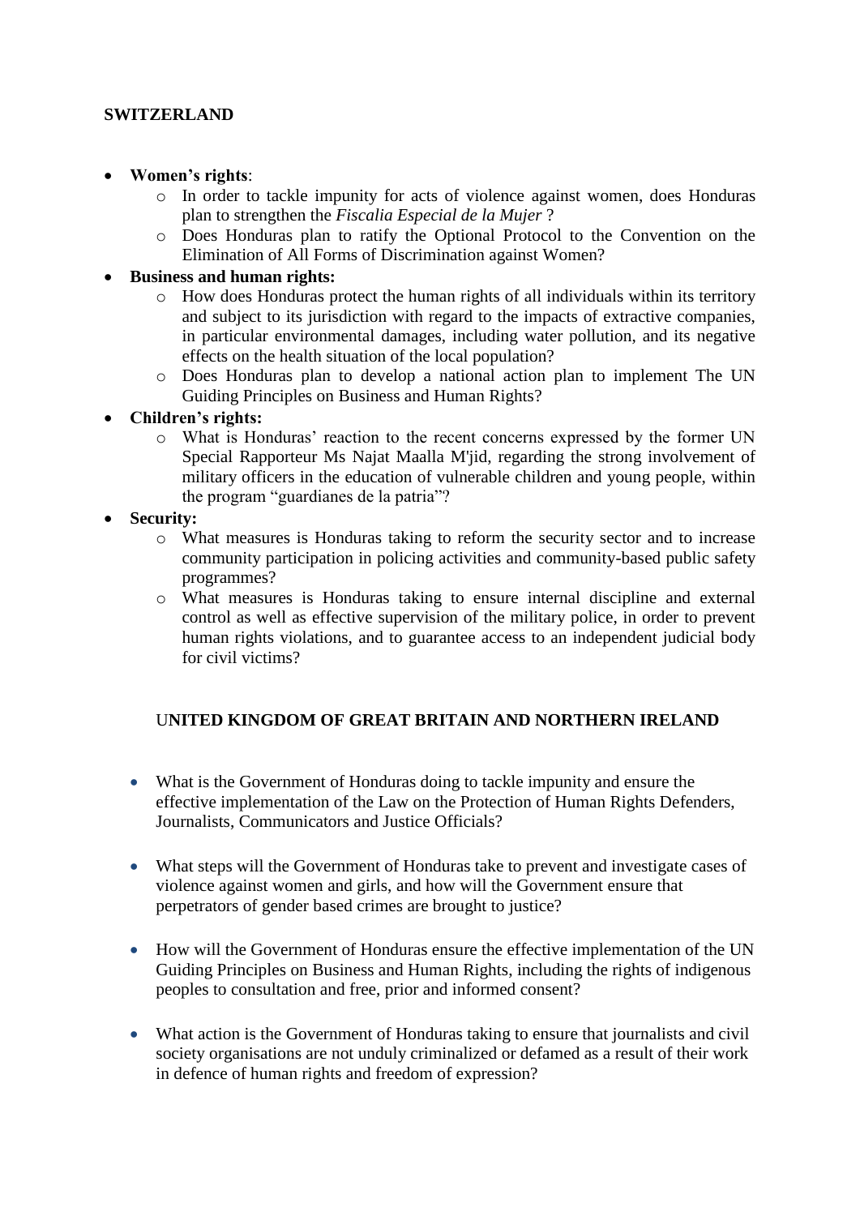**SWITZERLAND**

- **Women's rights**:
  - In order to tackle impunity for acts of violence against women, does Honduras plan to strengthen the *Fiscalia Especial de la Mujer* ?
  - Does Honduras plan to ratify the Optional Protocol to the Convention on the Elimination of All Forms of Discrimination against Women?
- **Business and human rights:**
  - How does Honduras protect the human rights of all individuals within its territory and subject to its jurisdiction with regard to the impacts of extractive companies, in particular environmental damages, including water pollution, and its negative effects on the health situation of the local population?
  - Does Honduras plan to develop a national action plan to implement The UN Guiding Principles on Business and Human Rights?
- **Children's rights:**
  - What is Honduras' reaction to the recent concerns expressed by the former UN Special Rapporteur Ms Najat Maalla M'jid, regarding the strong involvement of military officers in the education of vulnerable children and young people, within the program "guardianes de la patria"?
- **Security:**
  - What measures is Honduras taking to reform the security sector and to increase community participation in policing activities and community-based public safety programmes?
  - What measures is Honduras taking to ensure internal discipline and external control as well as effective supervision of the military police, in order to prevent human rights violations, and to guarantee access to an independent judicial body for civil victims?

**UNITED KINGDOM OF GREAT BRITAIN AND NORTHERN IRELAND**

- What is the Government of Honduras doing to tackle impunity and ensure the effective implementation of the Law on the Protection of Human Rights Defenders, Journalists, Communicators and Justice Officials?

- What steps will the Government of Honduras take to prevent and investigate cases of violence against women and girls, and how will the Government ensure that perpetrators of gender based crimes are brought to justice?

- How will the Government of Honduras ensure the effective implementation of the UN Guiding Principles on Business and Human Rights, including the rights of indigenous peoples to consultation and free, prior and informed consent?

- What action is the Government of Honduras taking to ensure that journalists and civil society organisations are not unduly criminalized or defamed as a result of their work in defence of human rights and freedom of expression?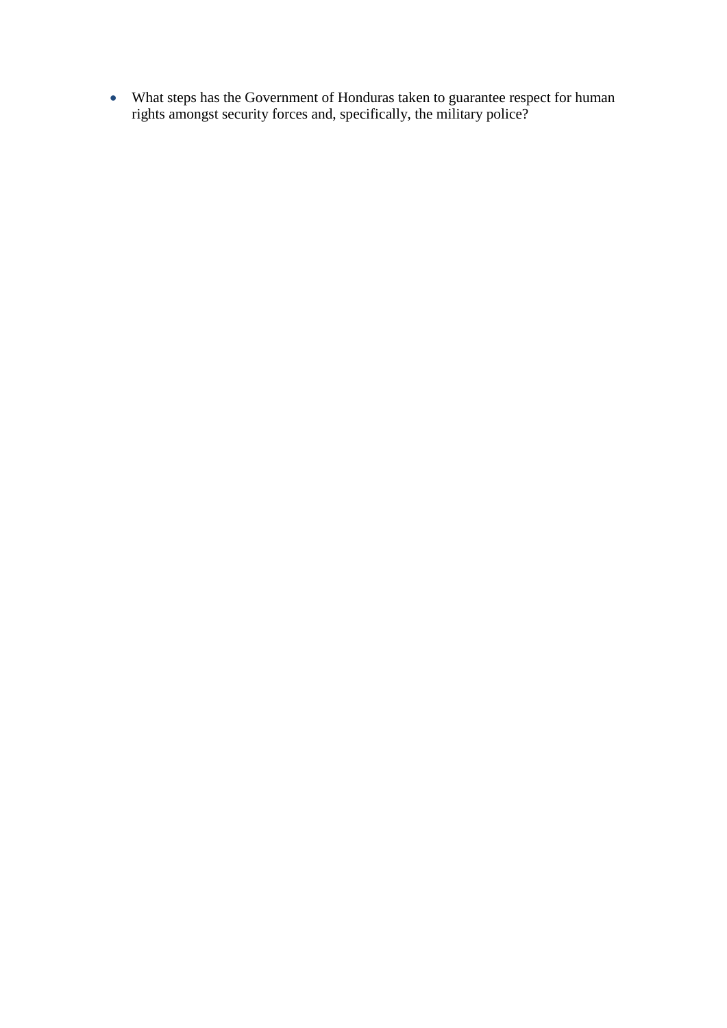- What steps has the Government of Honduras taken to guarantee respect for human rights amongst security forces and, specifically, the military police?